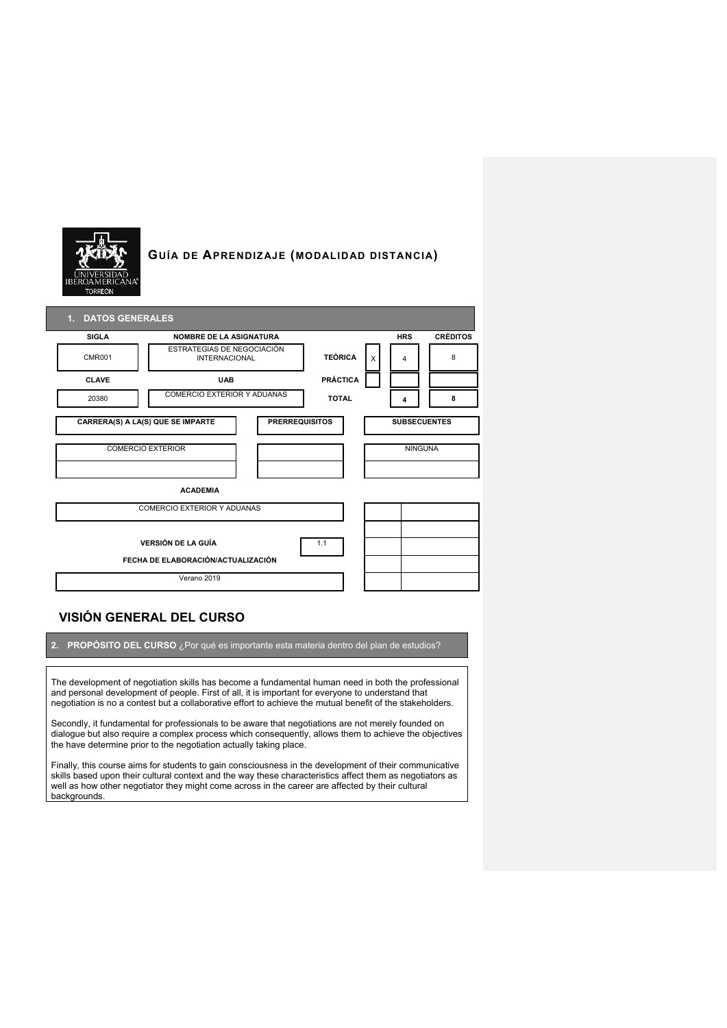# GUÍA DE APRENDIZAJE (MODALIDAD DISTANCIA)

## 1. DATOS GENERALES

| SIGLA | NOMBRE DE LA ASIGNATURA | | | HRS | CRÉDITOS |
|---|---|---|---|---|---|
| CMR001 | ESTRATEGIAS DE NEGOCIACIÓN INTERNACIONAL | TEÓRICA | X | 4 | 8 |
| CLAVE | UAB | PRÁCTICA | | | |
| 20380 | COMERCIO EXTERIOR Y ADUANAS | TOTAL | | 4 | 8 |

| CARRERA(S) A LA(S) QUE SE IMPARTE | PRERREQUISITOS | SUBSECUENTES |
|---|---|---|
| COMERCIO EXTERIOR | | NINGUNA |
| | | |

| ACADEMIA |
|---|
| COMERCIO EXTERIOR Y ADUANAS |

| VERSIÓN DE LA GUÍA | 1.1 |
|---|---|
| FECHA DE ELABORACIÓN/ACTUALIZACIÓN | Verano 2019 |

# VISIÓN GENERAL DEL CURSO

## 2. PROPÓSITO DEL CURSO ¿Por qué es importante esta materia dentro del plan de estudios?

The development of negotiation skills has become a fundamental human need in both the professional and personal development of people. First of all, it is important for everyone to understand that negotiation is no a contest but a collaborative effort to achieve the mutual benefit of the stakeholders.

Secondly, it fundamental for professionals to be aware that negotiations are not merely founded on dialogue but also require a complex process which consequently, allows them to achieve the objectives the have determine prior to the negotiation actually taking place.

Finally, this course aims for students to gain consciousness in the development of their communicative skills based upon their cultural context and the way these characteristics affect them as negotiators as well as how other negotiator they might come across in the career are affected by their cultural backgrounds.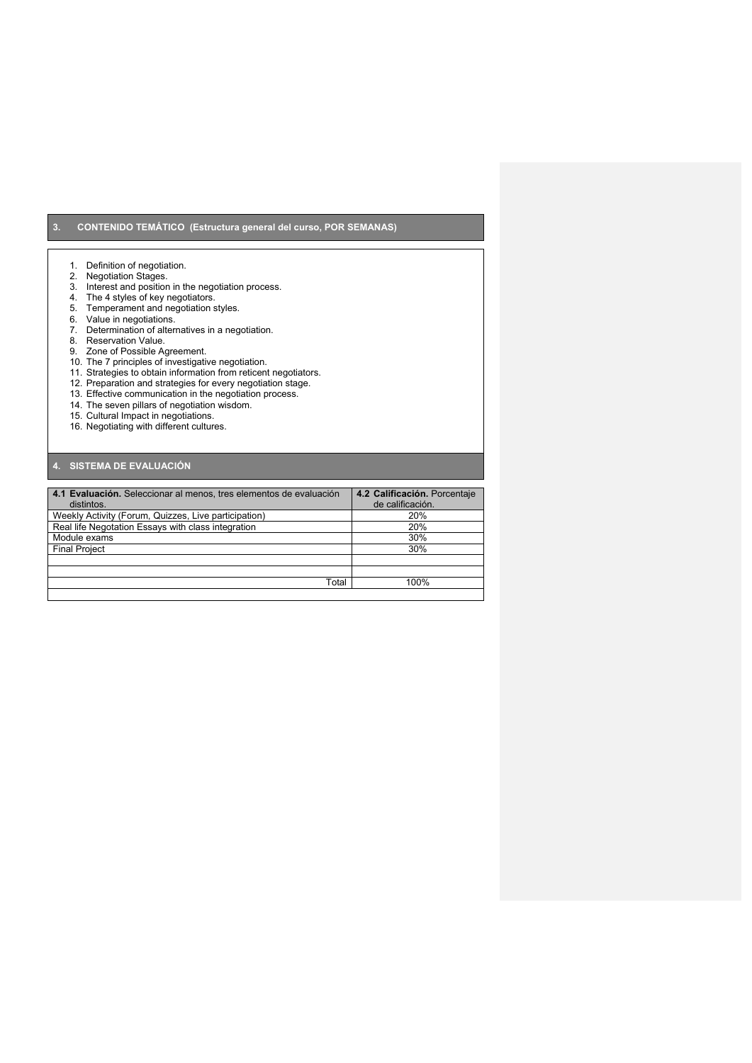## 3. CONTENIDO TEMÁTICO (Estructura general del curso, POR SEMANAS)

1. Definition of negotiation.
2. Negotiation Stages.
3. Interest and position in the negotiation process.
4. The 4 styles of key negotiators.
5. Temperament and negotiation styles.
6. Value in negotiations.
7. Determination of alternatives in a negotiation.
8. Reservation Value.
9. Zone of Possible Agreement.
10. The 7 principles of investigative negotiation.
11. Strategies to obtain information from reticent negotiators.
12. Preparation and strategies for every negotiation stage.
13. Effective communication in the negotiation process.
14. The seven pillars of negotiation wisdom.
15. Cultural Impact in negotiations.
16. Negotiating with different cultures.

## 4. SISTEMA DE EVALUACIÓN

| **4.1 Evaluación.** Seleccionar al menos, tres elementos de evaluación distintos. | **4.2 Calificación.** Porcentaje de calificación. |
|---|---|
| Weekly Activity (Forum, Quizzes, Live participation) | 20% |
| Real life Negotation Essays with class integration | 20% |
| Module exams | 30% |
| Final Project | 30% |
| | |
| | |
| Total | 100% |
| | |